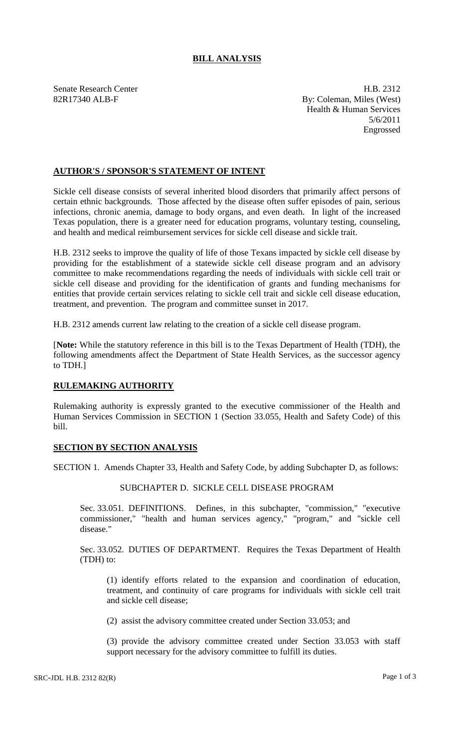# BILL ANALYSIS

Senate Research Center
82R17340 ALB-F

H.B. 2312
By: Coleman, Miles (West)
Health & Human Services
5/6/2011
Engrossed

## AUTHOR'S / SPONSOR'S STATEMENT OF INTENT

Sickle cell disease consists of several inherited blood disorders that primarily affect persons of certain ethnic backgrounds. Those affected by the disease often suffer episodes of pain, serious infections, chronic anemia, damage to body organs, and even death. In light of the increased Texas population, there is a greater need for education programs, voluntary testing, counseling, and health and medical reimbursement services for sickle cell disease and sickle trait.

H.B. 2312 seeks to improve the quality of life of those Texans impacted by sickle cell disease by providing for the establishment of a statewide sickle cell disease program and an advisory committee to make recommendations regarding the needs of individuals with sickle cell trait or sickle cell disease and providing for the identification of grants and funding mechanisms for entities that provide certain services relating to sickle cell trait and sickle cell disease education, treatment, and prevention. The program and committee sunset in 2017.

H.B. 2312 amends current law relating to the creation of a sickle cell disease program.

[**Note:** While the statutory reference in this bill is to the Texas Department of Health (TDH), the following amendments affect the Department of State Health Services, as the successor agency to TDH.]

## RULEMAKING AUTHORITY

Rulemaking authority is expressly granted to the executive commissioner of the Health and Human Services Commission in SECTION 1 (Section 33.055, Health and Safety Code) of this bill.

## SECTION BY SECTION ANALYSIS

SECTION 1. Amends Chapter 33, Health and Safety Code, by adding Subchapter D, as follows:

SUBCHAPTER D. SICKLE CELL DISEASE PROGRAM

Sec. 33.051. DEFINITIONS. Defines, in this subchapter, "commission," "executive commissioner," "health and human services agency," "program," and "sickle cell disease."

Sec. 33.052. DUTIES OF DEPARTMENT. Requires the Texas Department of Health (TDH) to:

(1) identify efforts related to the expansion and coordination of education, treatment, and continuity of care programs for individuals with sickle cell trait and sickle cell disease;

(2) assist the advisory committee created under Section 33.053; and

(3) provide the advisory committee created under Section 33.053 with staff support necessary for the advisory committee to fulfill its duties.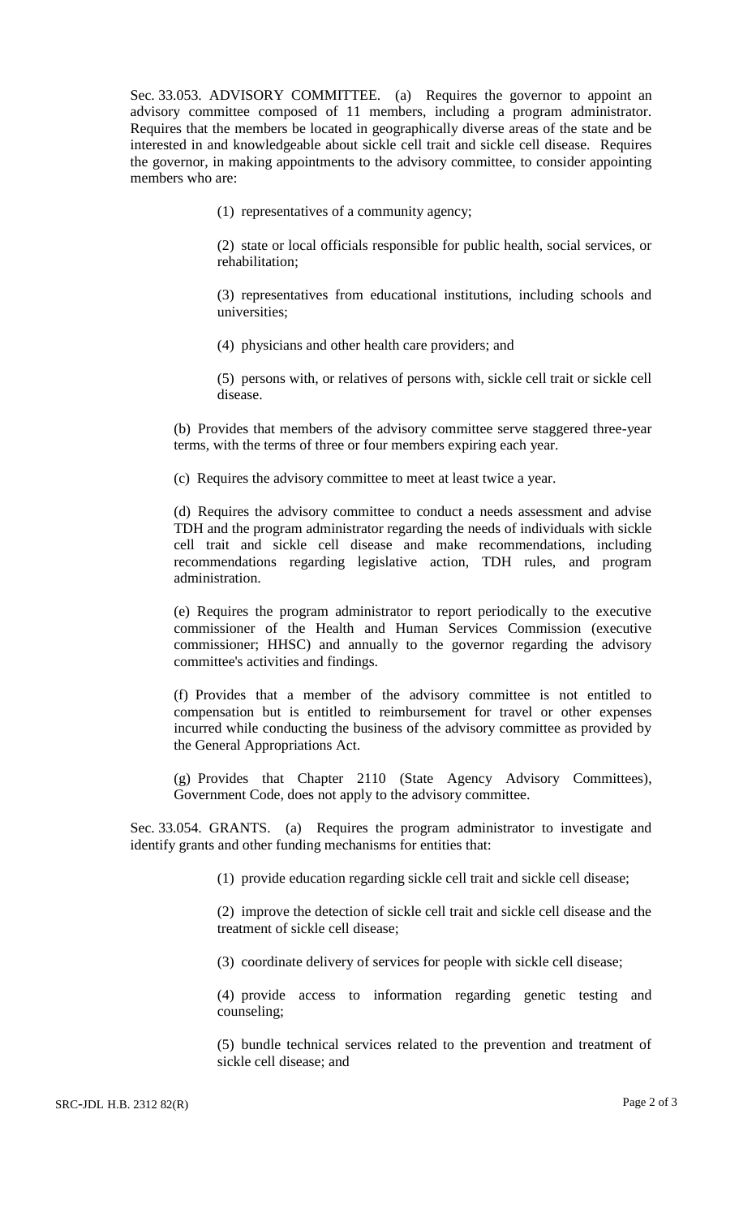Sec. 33.053. ADVISORY COMMITTEE. (a) Requires the governor to appoint an advisory committee composed of 11 members, including a program administrator. Requires that the members be located in geographically diverse areas of the state and be interested in and knowledgeable about sickle cell trait and sickle cell disease. Requires the governor, in making appointments to the advisory committee, to consider appointing members who are:

(1) representatives of a community agency;

(2) state or local officials responsible for public health, social services, or rehabilitation;

(3) representatives from educational institutions, including schools and universities;

(4) physicians and other health care providers; and

(5) persons with, or relatives of persons with, sickle cell trait or sickle cell disease.

(b) Provides that members of the advisory committee serve staggered three-year terms, with the terms of three or four members expiring each year.

(c) Requires the advisory committee to meet at least twice a year.

(d) Requires the advisory committee to conduct a needs assessment and advise TDH and the program administrator regarding the needs of individuals with sickle cell trait and sickle cell disease and make recommendations, including recommendations regarding legislative action, TDH rules, and program administration.

(e) Requires the program administrator to report periodically to the executive commissioner of the Health and Human Services Commission (executive commissioner; HHSC) and annually to the governor regarding the advisory committee's activities and findings.

(f) Provides that a member of the advisory committee is not entitled to compensation but is entitled to reimbursement for travel or other expenses incurred while conducting the business of the advisory committee as provided by the General Appropriations Act.

(g) Provides that Chapter 2110 (State Agency Advisory Committees), Government Code, does not apply to the advisory committee.

Sec. 33.054. GRANTS. (a) Requires the program administrator to investigate and identify grants and other funding mechanisms for entities that:

(1) provide education regarding sickle cell trait and sickle cell disease;

(2) improve the detection of sickle cell trait and sickle cell disease and the treatment of sickle cell disease;

(3) coordinate delivery of services for people with sickle cell disease;

(4) provide access to information regarding genetic testing and counseling;

(5) bundle technical services related to the prevention and treatment of sickle cell disease; and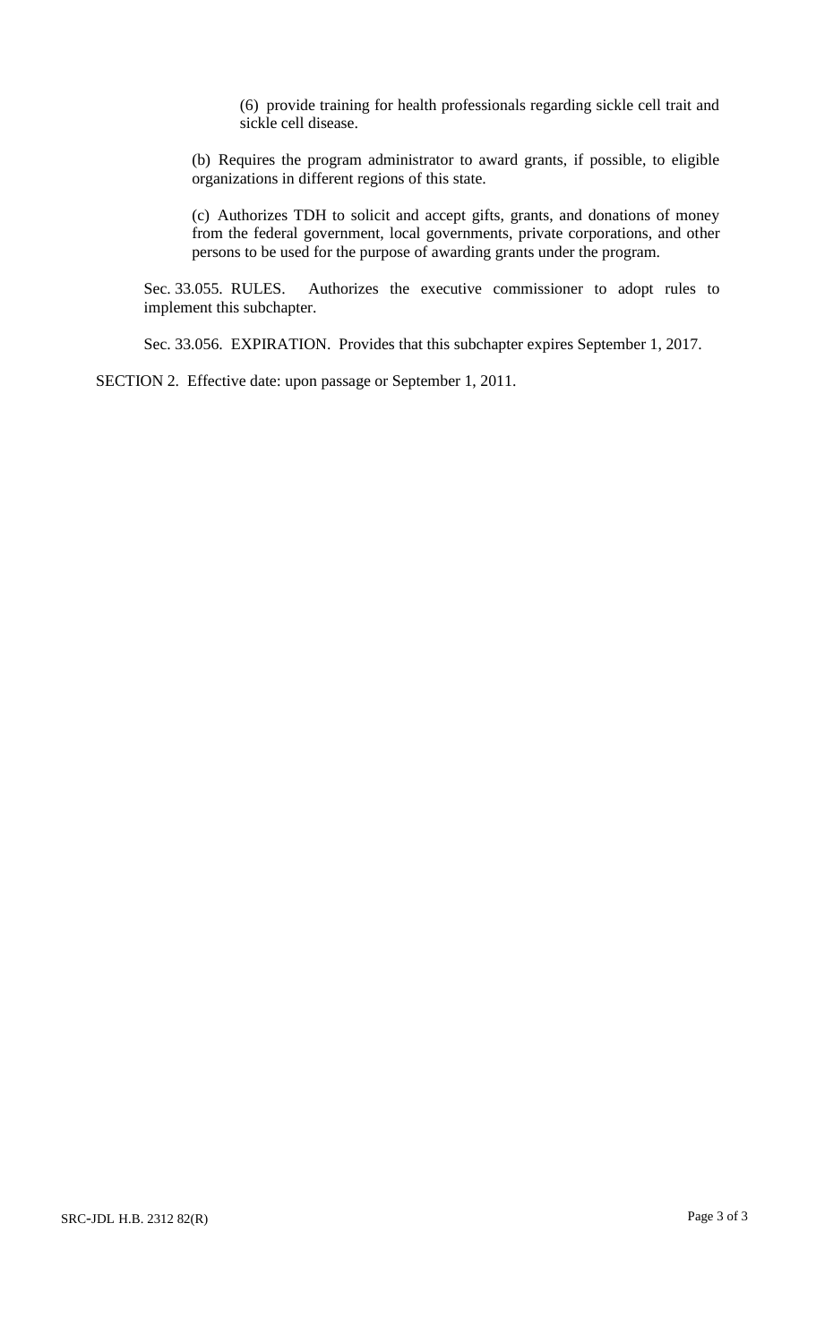(6) provide training for health professionals regarding sickle cell trait and sickle cell disease.

(b) Requires the program administrator to award grants, if possible, to eligible organizations in different regions of this state.

(c) Authorizes TDH to solicit and accept gifts, grants, and donations of money from the federal government, local governments, private corporations, and other persons to be used for the purpose of awarding grants under the program.

Sec. 33.055. RULES. Authorizes the executive commissioner to adopt rules to implement this subchapter.

Sec. 33.056. EXPIRATION. Provides that this subchapter expires September 1, 2017.

SECTION 2. Effective date: upon passage or September 1, 2011.